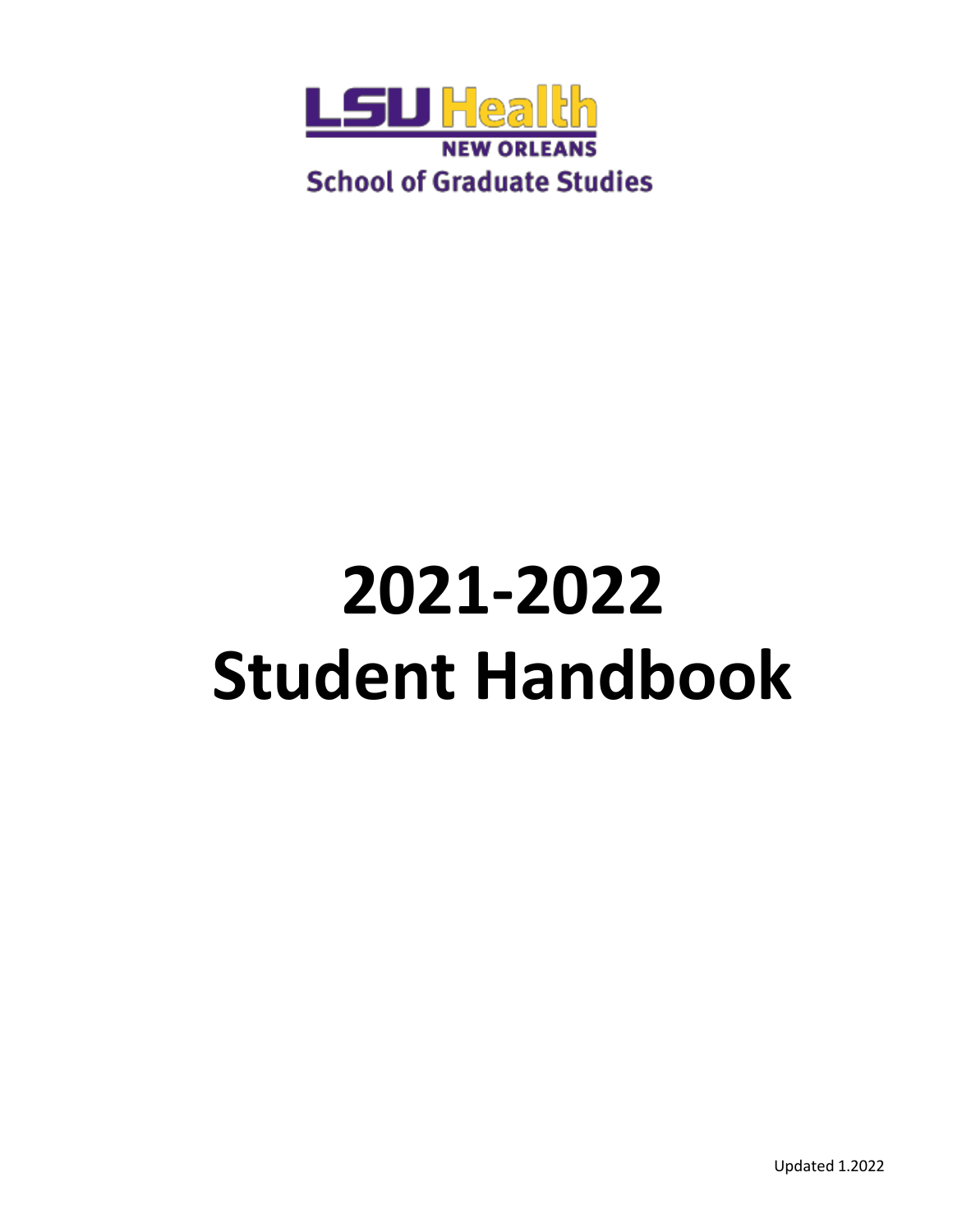LSU Health

NEW ORLEANS

School of Graduate Studies

# 2021-2022
# Student Handbook

Updated 1.2022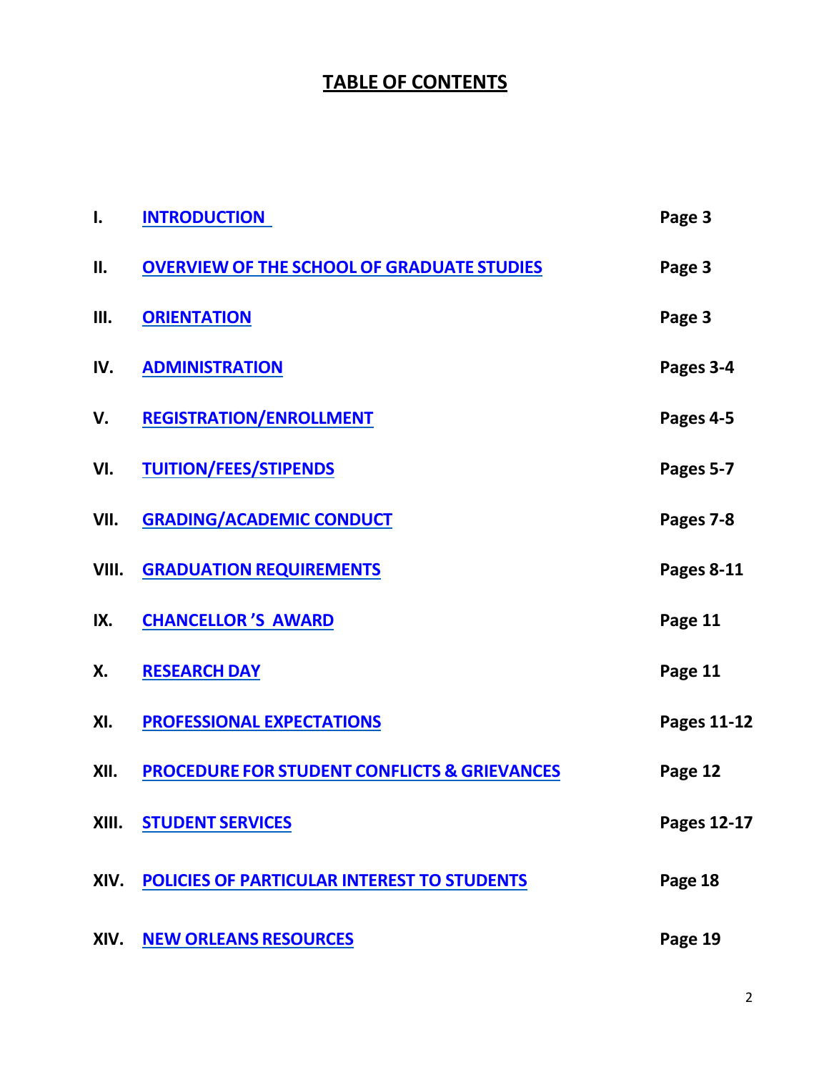# TABLE OF CONTENTS

| | | |
|---|---|---|
| I. | INTRODUCTION | Page 3 |
| II. | OVERVIEW OF THE SCHOOL OF GRADUATE STUDIES | Page 3 |
| III. | ORIENTATION | Page 3 |
| IV. | ADMINISTRATION | Pages 3-4 |
| V. | REGISTRATION/ENROLLMENT | Pages 4-5 |
| VI. | TUITION/FEES/STIPENDS | Pages 5-7 |
| VII. | GRADING/ACADEMIC CONDUCT | Pages 7-8 |
| VIII. | GRADUATION REQUIREMENTS | Pages 8-11 |
| IX. | CHANCELLOR 'S AWARD | Page 11 |
| X. | RESEARCH DAY | Page 11 |
| XI. | PROFESSIONAL EXPECTATIONS | Pages 11-12 |
| XII. | PROCEDURE FOR STUDENT CONFLICTS & GRIEVANCES | Page 12 |
| XIII. | STUDENT SERVICES | Pages 12-17 |
| XIV. | POLICIES OF PARTICULAR INTEREST TO STUDENTS | Page 18 |
| XIV. | NEW ORLEANS RESOURCES | Page 19 |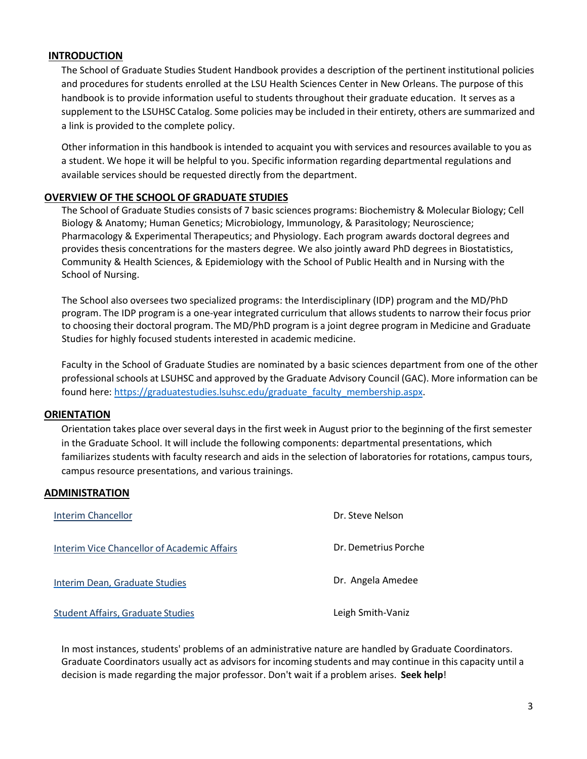## INTRODUCTION

The School of Graduate Studies Student Handbook provides a description of the pertinent institutional policies and procedures for students enrolled at the LSU Health Sciences Center in New Orleans. The purpose of this handbook is to provide information useful to students throughout their graduate education. It serves as a supplement to the LSUHSC Catalog. Some policies may be included in their entirety, others are summarized and a link is provided to the complete policy.

Other information in this handbook is intended to acquaint you with services and resources available to you as a student. We hope it will be helpful to you. Specific information regarding departmental regulations and available services should be requested directly from the department.

## OVERVIEW OF THE SCHOOL OF GRADUATE STUDIES

The School of Graduate Studies consists of 7 basic sciences programs: Biochemistry & Molecular Biology; Cell Biology & Anatomy; Human Genetics; Microbiology, Immunology, & Parasitology; Neuroscience; Pharmacology & Experimental Therapeutics; and Physiology. Each program awards doctoral degrees and provides thesis concentrations for the masters degree. We also jointly award PhD degrees in Biostatistics, Community & Health Sciences, & Epidemiology with the School of Public Health and in Nursing with the School of Nursing.

The School also oversees two specialized programs: the Interdisciplinary (IDP) program and the MD/PhD program. The IDP program is a one-year integrated curriculum that allows students to narrow their focus prior to choosing their doctoral program. The MD/PhD program is a joint degree program in Medicine and Graduate Studies for highly focused students interested in academic medicine.

Faculty in the School of Graduate Studies are nominated by a basic sciences department from one of the other professional schools at LSUHSC and approved by the Graduate Advisory Council (GAC). More information can be found here: https://graduatestudies.lsuhsc.edu/graduate_faculty_membership.aspx.

## ORIENTATION

Orientation takes place over several days in the first week in August prior to the beginning of the first semester in the Graduate School. It will include the following components: departmental presentations, which familiarizes students with faculty research and aids in the selection of laboratories for rotations, campus tours, campus resource presentations, and various trainings.

## ADMINISTRATION

| | |
|---|---|
| Interim Chancellor | Dr. Steve Nelson |
| Interim Vice Chancellor of Academic Affairs | Dr. Demetrius Porche |
| Interim Dean, Graduate Studies | Dr. Angela Amedee |
| Student Affairs, Graduate Studies | Leigh Smith-Vaniz |

In most instances, students' problems of an administrative nature are handled by Graduate Coordinators. Graduate Coordinators usually act as advisors for incoming students and may continue in this capacity until a decision is made regarding the major professor. Don't wait if a problem arises. **Seek help**!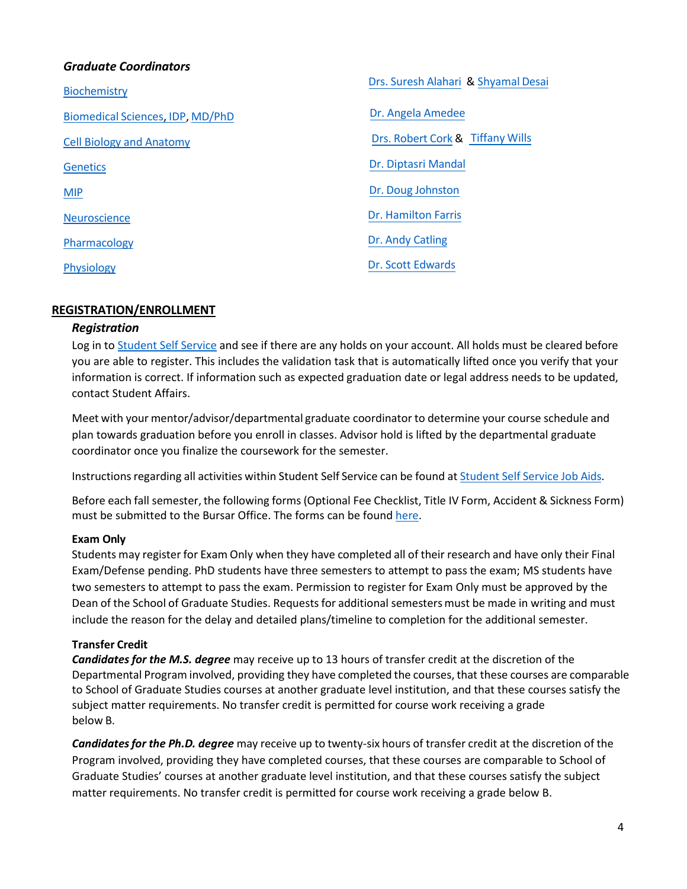### *Graduate Coordinators*

| Program | Coordinator(s) |
|---|---|
| Biochemistry | Drs. Suresh Alahari & Shyamal Desai |
| Biomedical Sciences, IDP, MD/PhD | Dr. Angela Amedee |
| Cell Biology and Anatomy | Drs. Robert Cork & Tiffany Wills |
| Genetics | Dr. Diptasri Mandal |
| MIP | Dr. Doug Johnston |
| Neuroscience | Dr. Hamilton Farris |
| Pharmacology | Dr. Andy Catling |
| Physiology | Dr. Scott Edwards |

## REGISTRATION/ENROLLMENT

### *Registration*

Log in to Student Self Service and see if there are any holds on your account. All holds must be cleared before you are able to register. This includes the validation task that is automatically lifted once you verify that your information is correct. If information such as expected graduation date or legal address needs to be updated, contact Student Affairs.

Meet with your mentor/advisor/departmental graduate coordinator to determine your course schedule and plan towards graduation before you enroll in classes. Advisor hold is lifted by the departmental graduate coordinator once you finalize the coursework for the semester.

Instructions regarding all activities within Student Self Service can be found at Student Self Service Job Aids.

Before each fall semester, the following forms (Optional Fee Checklist, Title IV Form, Accident & Sickness Form) must be submitted to the Bursar Office. The forms can be found here.

**Exam Only**

Students may register for Exam Only when they have completed all of their research and have only their Final Exam/Defense pending. PhD students have three semesters to attempt to pass the exam; MS students have two semesters to attempt to pass the exam. Permission to register for Exam Only must be approved by the Dean of the School of Graduate Studies. Requests for additional semesters must be made in writing and must include the reason for the delay and detailed plans/timeline to completion for the additional semester.

**Transfer Credit**

***Candidates for the M.S. degree*** may receive up to 13 hours of transfer credit at the discretion of the Departmental Program involved, providing they have completed the courses, that these courses are comparable to School of Graduate Studies courses at another graduate level institution, and that these courses satisfy the subject matter requirements. No transfer credit is permitted for course work receiving a grade below B.

***Candidates for the Ph.D. degree*** may receive up to twenty-six hours of transfer credit at the discretion of the Program involved, providing they have completed courses, that these courses are comparable to School of Graduate Studies' courses at another graduate level institution, and that these courses satisfy the subject matter requirements. No transfer credit is permitted for course work receiving a grade below B.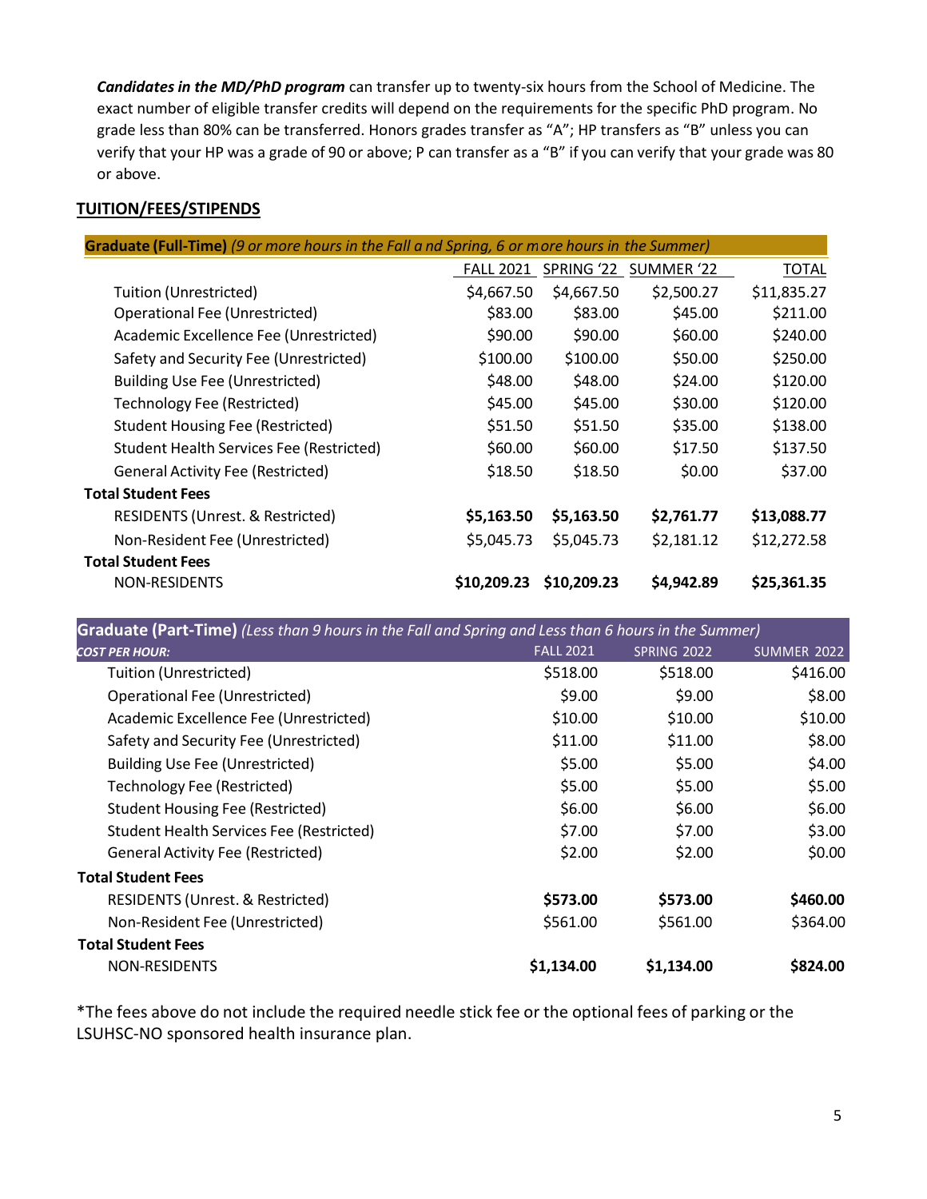***Candidates in the MD/PhD program*** can transfer up to twenty-six hours from the School of Medicine. The exact number of eligible transfer credits will depend on the requirements for the specific PhD program. No grade less than 80% can be transferred. Honors grades transfer as "A"; HP transfers as "B" unless you can verify that your HP was a grade of 90 or above; P can transfer as a "B" if you can verify that your grade was 80 or above.

## TUITION/FEES/STIPENDS

| **Graduate (Full-Time)** *(9 or more hours in the Fall and Spring, 6 or more hours in the Summer)* | FALL 2021 | SPRING '22 | SUMMER '22 | TOTAL |
|---|---|---|---|---|
| Tuition (Unrestricted) | $4,667.50 | $4,667.50 | $2,500.27 | $11,835.27 |
| Operational Fee (Unrestricted) | $83.00 | $83.00 | $45.00 | $211.00 |
| Academic Excellence Fee (Unrestricted) | $90.00 | $90.00 | $60.00 | $240.00 |
| Safety and Security Fee (Unrestricted) | $100.00 | $100.00 | $50.00 | $250.00 |
| Building Use Fee (Unrestricted) | $48.00 | $48.00 | $24.00 | $120.00 |
| Technology Fee (Restricted) | $45.00 | $45.00 | $30.00 | $120.00 |
| Student Housing Fee (Restricted) | $51.50 | $51.50 | $35.00 | $138.00 |
| Student Health Services Fee (Restricted) | $60.00 | $60.00 | $17.50 | $137.50 |
| General Activity Fee (Restricted) | $18.50 | $18.50 | $0.00 | $37.00 |
| **Total Student Fees** | | | | |
| RESIDENTS (Unrest. & Restricted) | **$5,163.50** | **$5,163.50** | **$2,761.77** | **$13,088.77** |
| Non-Resident Fee (Unrestricted) | $5,045.73 | $5,045.73 | $2,181.12 | $12,272.58 |
| **Total Student Fees** | | | | |
| NON-RESIDENTS | **$10,209.23** | **$10,209.23** | **$4,942.89** | **$25,361.35** |

| **Graduate (Part-Time)** *(Less than 9 hours in the Fall and Spring and Less than 6 hours in the Summer)* | | | |
|---|---|---|---|
| ***COST PER HOUR:*** | FALL 2021 | SPRING 2022 | SUMMER 2022 |
| Tuition (Unrestricted) | $518.00 | $518.00 | $416.00 |
| Operational Fee (Unrestricted) | $9.00 | $9.00 | $8.00 |
| Academic Excellence Fee (Unrestricted) | $10.00 | $10.00 | $10.00 |
| Safety and Security Fee (Unrestricted) | $11.00 | $11.00 | $8.00 |
| Building Use Fee (Unrestricted) | $5.00 | $5.00 | $4.00 |
| Technology Fee (Restricted) | $5.00 | $5.00 | $5.00 |
| Student Housing Fee (Restricted) | $6.00 | $6.00 | $6.00 |
| Student Health Services Fee (Restricted) | $7.00 | $7.00 | $3.00 |
| General Activity Fee (Restricted) | $2.00 | $2.00 | $0.00 |
| **Total Student Fees** | | | |
| RESIDENTS (Unrest. & Restricted) | **$573.00** | **$573.00** | **$460.00** |
| Non-Resident Fee (Unrestricted) | $561.00 | $561.00 | $364.00 |
| **Total Student Fees** | | | |
| NON-RESIDENTS | **$1,134.00** | **$1,134.00** | **$824.00** |

*The fees above do not include the required needle stick fee or the optional fees of parking or the LSUHSC-NO sponsored health insurance plan.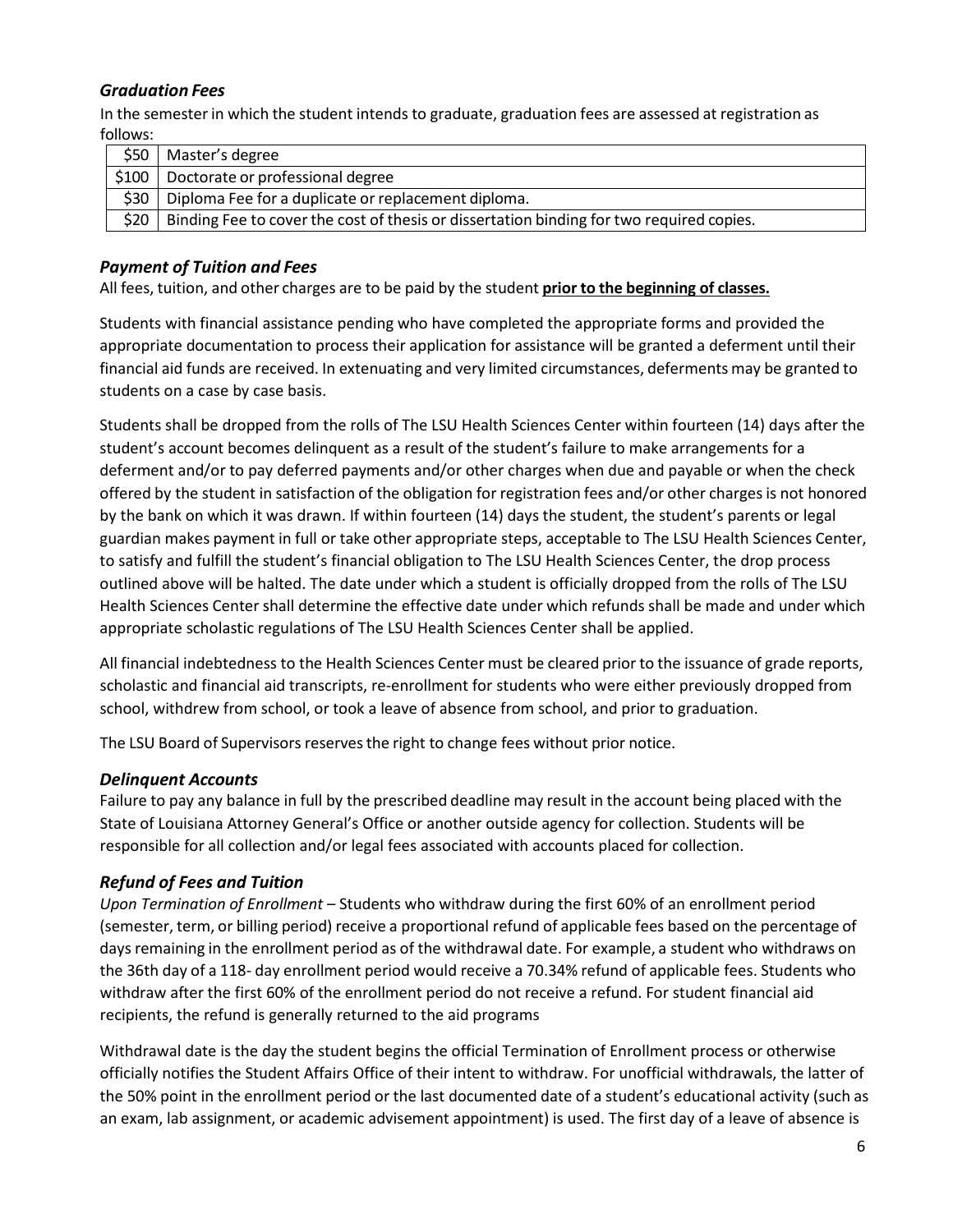### *Graduation Fees*

In the semester in which the student intends to graduate, graduation fees are assessed at registration as follows:

| | |
|---|---|
| $50 | Master's degree |
| $100 | Doctorate or professional degree |
| $30 | Diploma Fee for a duplicate or replacement diploma. |
| $20 | Binding Fee to cover the cost of thesis or dissertation binding for two required copies. |

### *Payment of Tuition and Fees*

All fees, tuition, and other charges are to be paid by the student **prior to the beginning of classes.**

Students with financial assistance pending who have completed the appropriate forms and provided the appropriate documentation to process their application for assistance will be granted a deferment until their financial aid funds are received. In extenuating and very limited circumstances, deferments may be granted to students on a case by case basis.

Students shall be dropped from the rolls of The LSU Health Sciences Center within fourteen (14) days after the student's account becomes delinquent as a result of the student's failure to make arrangements for a deferment and/or to pay deferred payments and/or other charges when due and payable or when the check offered by the student in satisfaction of the obligation for registration fees and/or other charges is not honored by the bank on which it was drawn. If within fourteen (14) days the student, the student's parents or legal guardian makes payment in full or take other appropriate steps, acceptable to The LSU Health Sciences Center, to satisfy and fulfill the student's financial obligation to The LSU Health Sciences Center, the drop process outlined above will be halted. The date under which a student is officially dropped from the rolls of The LSU Health Sciences Center shall determine the effective date under which refunds shall be made and under which appropriate scholastic regulations of The LSU Health Sciences Center shall be applied.

All financial indebtedness to the Health Sciences Center must be cleared prior to the issuance of grade reports, scholastic and financial aid transcripts, re-enrollment for students who were either previously dropped from school, withdrew from school, or took a leave of absence from school, and prior to graduation.

The LSU Board of Supervisors reserves the right to change fees without prior notice.

### *Delinquent Accounts*

Failure to pay any balance in full by the prescribed deadline may result in the account being placed with the State of Louisiana Attorney General's Office or another outside agency for collection. Students will be responsible for all collection and/or legal fees associated with accounts placed for collection.

### *Refund of Fees and Tuition*

*Upon Termination of Enrollment* – Students who withdraw during the first 60% of an enrollment period (semester, term, or billing period) receive a proportional refund of applicable fees based on the percentage of days remaining in the enrollment period as of the withdrawal date. For example, a student who withdraws on the 36th day of a 118- day enrollment period would receive a 70.34% refund of applicable fees. Students who withdraw after the first 60% of the enrollment period do not receive a refund. For student financial aid recipients, the refund is generally returned to the aid programs

Withdrawal date is the day the student begins the official Termination of Enrollment process or otherwise officially notifies the Student Affairs Office of their intent to withdraw. For unofficial withdrawals, the latter of the 50% point in the enrollment period or the last documented date of a student's educational activity (such as an exam, lab assignment, or academic advisement appointment) is used. The first day of a leave of absence is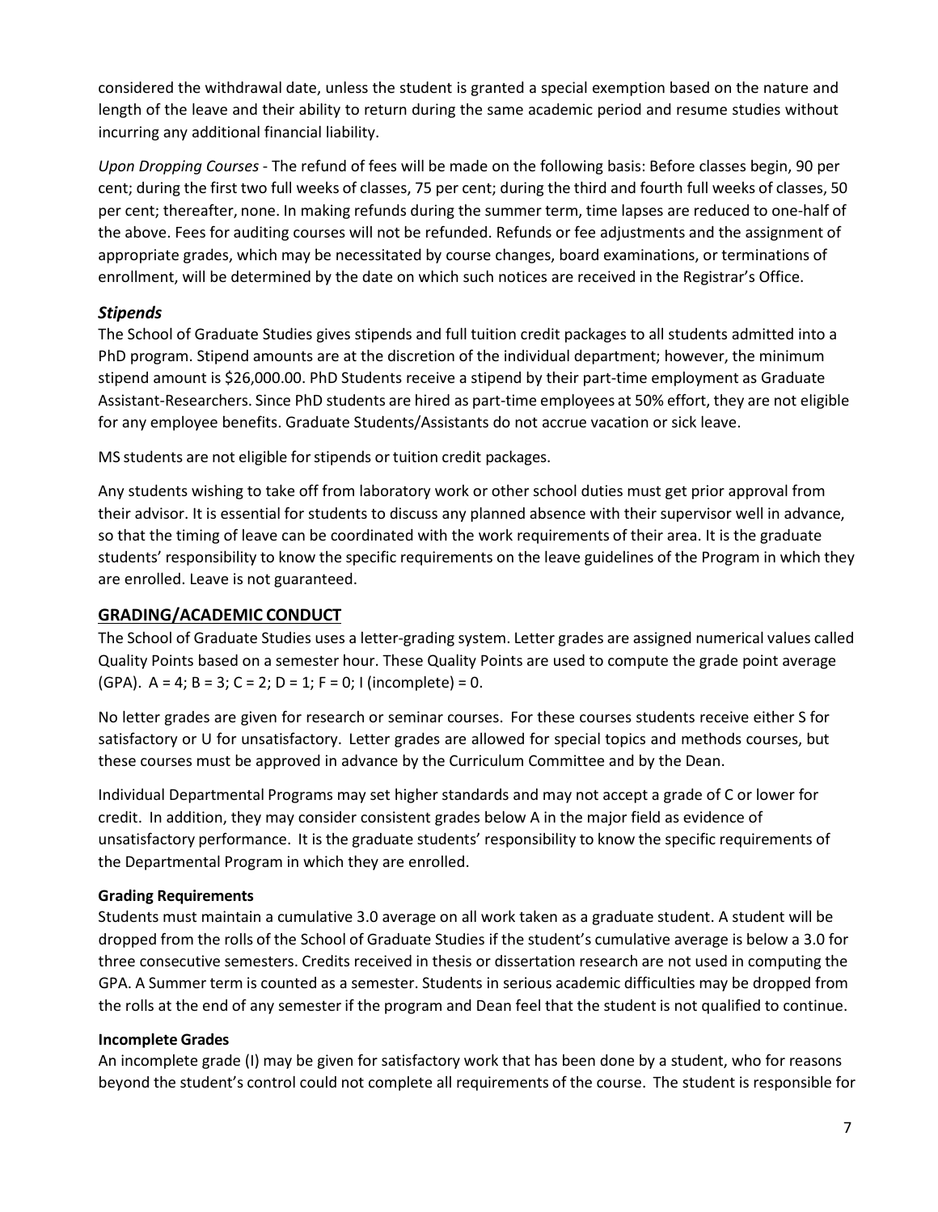considered the withdrawal date, unless the student is granted a special exemption based on the nature and length of the leave and their ability to return during the same academic period and resume studies without incurring any additional financial liability.

*Upon Dropping Courses* - The refund of fees will be made on the following basis: Before classes begin, 90 per cent; during the first two full weeks of classes, 75 per cent; during the third and fourth full weeks of classes, 50 per cent; thereafter, none. In making refunds during the summer term, time lapses are reduced to one-half of the above. Fees for auditing courses will not be refunded. Refunds or fee adjustments and the assignment of appropriate grades, which may be necessitated by course changes, board examinations, or terminations of enrollment, will be determined by the date on which such notices are received in the Registrar's Office.

### *Stipends*

The School of Graduate Studies gives stipends and full tuition credit packages to all students admitted into a PhD program. Stipend amounts are at the discretion of the individual department; however, the minimum stipend amount is $26,000.00. PhD Students receive a stipend by their part-time employment as Graduate Assistant-Researchers. Since PhD students are hired as part-time employees at 50% effort, they are not eligible for any employee benefits. Graduate Students/Assistants do not accrue vacation or sick leave.

MS students are not eligible for stipends or tuition credit packages.

Any students wishing to take off from laboratory work or other school duties must get prior approval from their advisor. It is essential for students to discuss any planned absence with their supervisor well in advance, so that the timing of leave can be coordinated with the work requirements of their area. It is the graduate students' responsibility to know the specific requirements on the leave guidelines of the Program in which they are enrolled. Leave is not guaranteed.

## GRADING/ACADEMIC CONDUCT

The School of Graduate Studies uses a letter-grading system. Letter grades are assigned numerical values called Quality Points based on a semester hour. These Quality Points are used to compute the grade point average (GPA). A = 4; B = 3; C = 2; D = 1; F = 0; I (incomplete) = 0.

No letter grades are given for research or seminar courses. For these courses students receive either S for satisfactory or U for unsatisfactory. Letter grades are allowed for special topics and methods courses, but these courses must be approved in advance by the Curriculum Committee and by the Dean.

Individual Departmental Programs may set higher standards and may not accept a grade of C or lower for credit. In addition, they may consider consistent grades below A in the major field as evidence of unsatisfactory performance. It is the graduate students' responsibility to know the specific requirements of the Departmental Program in which they are enrolled.

### Grading Requirements

Students must maintain a cumulative 3.0 average on all work taken as a graduate student. A student will be dropped from the rolls of the School of Graduate Studies if the student's cumulative average is below a 3.0 for three consecutive semesters. Credits received in thesis or dissertation research are not used in computing the GPA. A Summer term is counted as a semester. Students in serious academic difficulties may be dropped from the rolls at the end of any semester if the program and Dean feel that the student is not qualified to continue.

### Incomplete Grades

An incomplete grade (I) may be given for satisfactory work that has been done by a student, who for reasons beyond the student's control could not complete all requirements of the course. The student is responsible for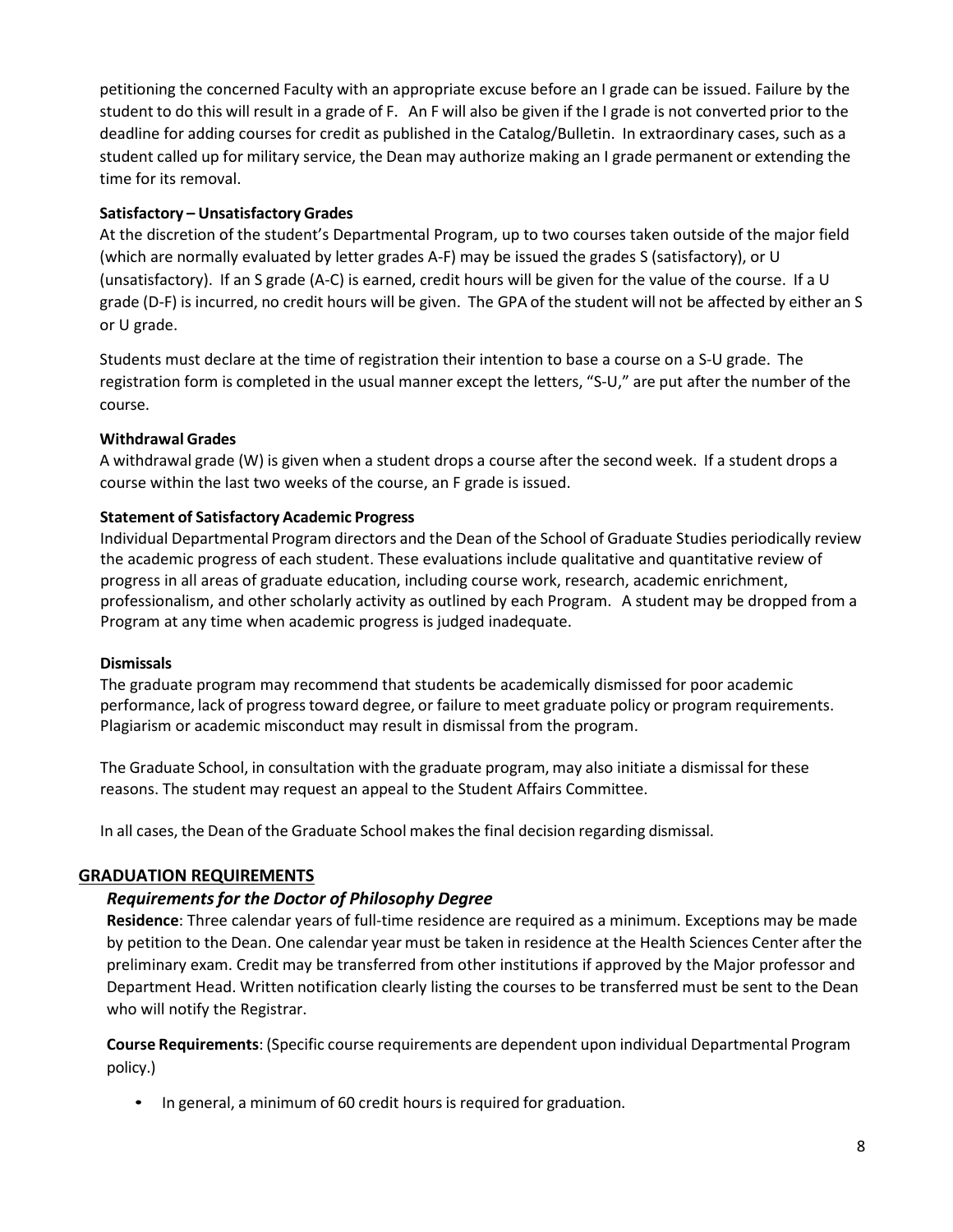petitioning the concerned Faculty with an appropriate excuse before an I grade can be issued. Failure by the student to do this will result in a grade of F. An F will also be given if the I grade is not converted prior to the deadline for adding courses for credit as published in the Catalog/Bulletin. In extraordinary cases, such as a student called up for military service, the Dean may authorize making an I grade permanent or extending the time for its removal.

**Satisfactory – Unsatisfactory Grades**

At the discretion of the student's Departmental Program, up to two courses taken outside of the major field (which are normally evaluated by letter grades A-F) may be issued the grades S (satisfactory), or U (unsatisfactory). If an S grade (A-C) is earned, credit hours will be given for the value of the course. If a U grade (D-F) is incurred, no credit hours will be given. The GPA of the student will not be affected by either an S or U grade.

Students must declare at the time of registration their intention to base a course on a S-U grade. The registration form is completed in the usual manner except the letters, "S-U," are put after the number of the course.

**Withdrawal Grades**

A withdrawal grade (W) is given when a student drops a course after the second week. If a student drops a course within the last two weeks of the course, an F grade is issued.

**Statement of Satisfactory Academic Progress**

Individual Departmental Program directors and the Dean of the School of Graduate Studies periodically review the academic progress of each student. These evaluations include qualitative and quantitative review of progress in all areas of graduate education, including course work, research, academic enrichment, professionalism, and other scholarly activity as outlined by each Program. A student may be dropped from a Program at any time when academic progress is judged inadequate.

**Dismissals**

The graduate program may recommend that students be academically dismissed for poor academic performance, lack of progress toward degree, or failure to meet graduate policy or program requirements. Plagiarism or academic misconduct may result in dismissal from the program.

The Graduate School, in consultation with the graduate program, may also initiate a dismissal for these reasons. The student may request an appeal to the Student Affairs Committee.

In all cases, the Dean of the Graduate School makes the final decision regarding dismissal.

## GRADUATION REQUIREMENTS

### *Requirements for the Doctor of Philosophy Degree*

**Residence**: Three calendar years of full-time residence are required as a minimum. Exceptions may be made by petition to the Dean. One calendar year must be taken in residence at the Health Sciences Center after the preliminary exam. Credit may be transferred from other institutions if approved by the Major professor and Department Head. Written notification clearly listing the courses to be transferred must be sent to the Dean who will notify the Registrar.

**Course Requirements**: (Specific course requirements are dependent upon individual Departmental Program policy.)

- In general, a minimum of 60 credit hours is required for graduation.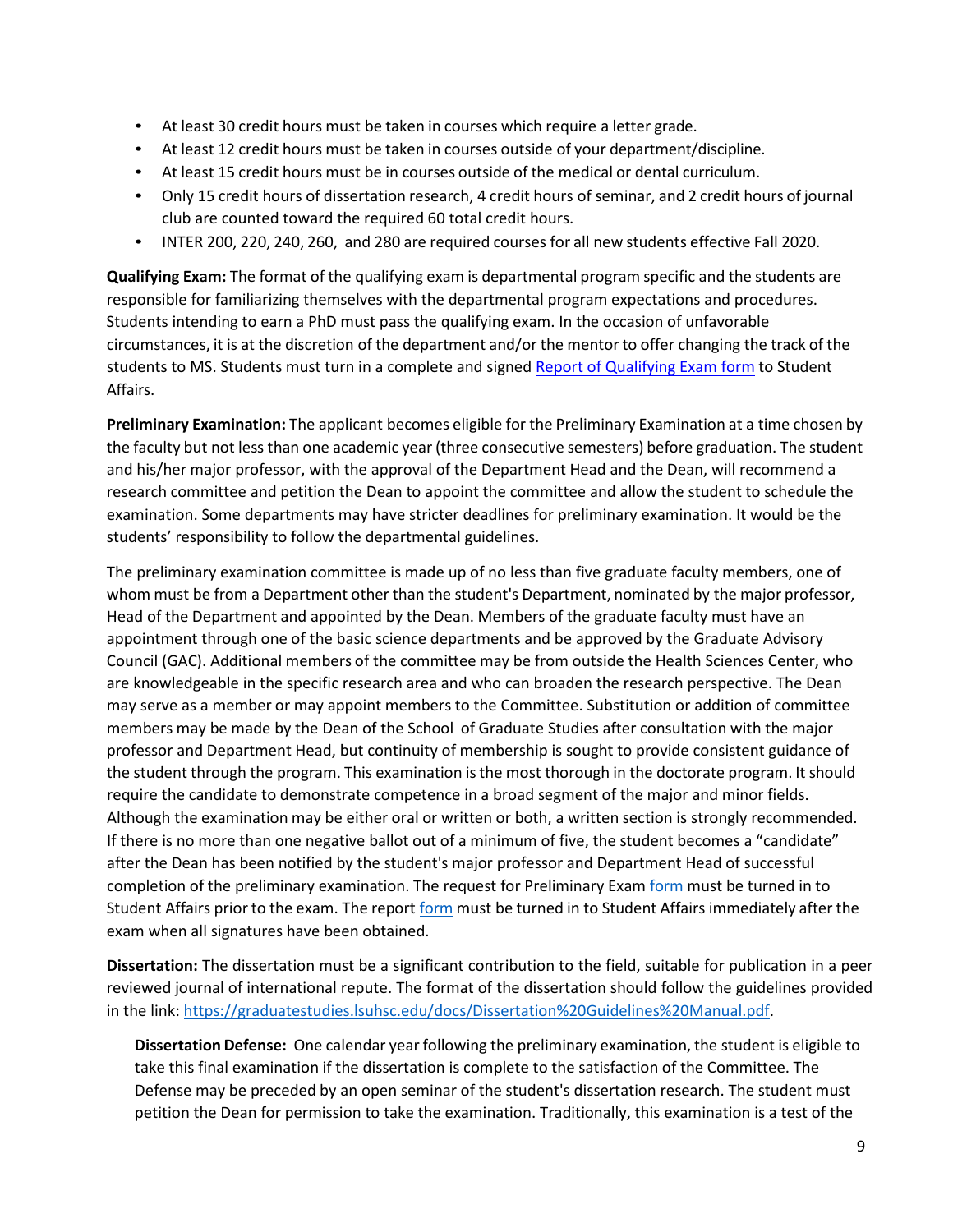- At least 30 credit hours must be taken in courses which require a letter grade.
- At least 12 credit hours must be taken in courses outside of your department/discipline.
- At least 15 credit hours must be in courses outside of the medical or dental curriculum.
- Only 15 credit hours of dissertation research, 4 credit hours of seminar, and 2 credit hours of journal club are counted toward the required 60 total credit hours.
- INTER 200, 220, 240, 260, and 280 are required courses for all new students effective Fall 2020.

**Qualifying Exam:** The format of the qualifying exam is departmental program specific and the students are responsible for familiarizing themselves with the departmental program expectations and procedures. Students intending to earn a PhD must pass the qualifying exam. In the occasion of unfavorable circumstances, it is at the discretion of the department and/or the mentor to offer changing the track of the students to MS. Students must turn in a complete and signed Report of Qualifying Exam form to Student Affairs.

**Preliminary Examination:** The applicant becomes eligible for the Preliminary Examination at a time chosen by the faculty but not less than one academic year (three consecutive semesters) before graduation. The student and his/her major professor, with the approval of the Department Head and the Dean, will recommend a research committee and petition the Dean to appoint the committee and allow the student to schedule the examination. Some departments may have stricter deadlines for preliminary examination. It would be the students' responsibility to follow the departmental guidelines.

The preliminary examination committee is made up of no less than five graduate faculty members, one of whom must be from a Department other than the student's Department, nominated by the major professor, Head of the Department and appointed by the Dean. Members of the graduate faculty must have an appointment through one of the basic science departments and be approved by the Graduate Advisory Council (GAC). Additional members of the committee may be from outside the Health Sciences Center, who are knowledgeable in the specific research area and who can broaden the research perspective. The Dean may serve as a member or may appoint members to the Committee. Substitution or addition of committee members may be made by the Dean of the School of Graduate Studies after consultation with the major professor and Department Head, but continuity of membership is sought to provide consistent guidance of the student through the program. This examination is the most thorough in the doctorate program. It should require the candidate to demonstrate competence in a broad segment of the major and minor fields. Although the examination may be either oral or written or both, a written section is strongly recommended. If there is no more than one negative ballot out of a minimum of five, the student becomes a "candidate" after the Dean has been notified by the student's major professor and Department Head of successful completion of the preliminary examination. The request for Preliminary Exam form must be turned in to Student Affairs prior to the exam. The report form must be turned in to Student Affairs immediately after the exam when all signatures have been obtained.

**Dissertation:** The dissertation must be a significant contribution to the field, suitable for publication in a peer reviewed journal of international repute. The format of the dissertation should follow the guidelines provided in the link: https://graduatestudies.lsuhsc.edu/docs/Dissertation%20Guidelines%20Manual.pdf.

**Dissertation Defense:** One calendar year following the preliminary examination, the student is eligible to take this final examination if the dissertation is complete to the satisfaction of the Committee. The Defense may be preceded by an open seminar of the student's dissertation research. The student must petition the Dean for permission to take the examination. Traditionally, this examination is a test of the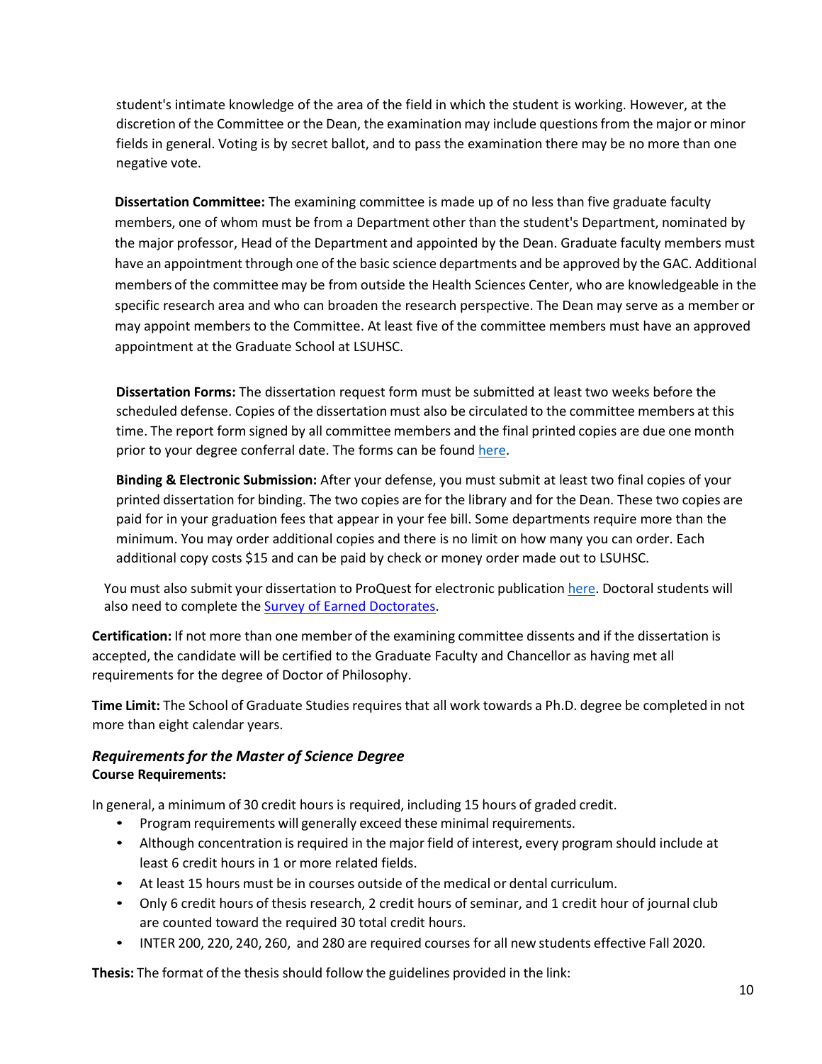student's intimate knowledge of the area of the field in which the student is working. However, at the discretion of the Committee or the Dean, the examination may include questions from the major or minor fields in general. Voting is by secret ballot, and to pass the examination there may be no more than one negative vote.

**Dissertation Committee:** The examining committee is made up of no less than five graduate faculty members, one of whom must be from a Department other than the student's Department, nominated by the major professor, Head of the Department and appointed by the Dean. Graduate faculty members must have an appointment through one of the basic science departments and be approved by the GAC. Additional members of the committee may be from outside the Health Sciences Center, who are knowledgeable in the specific research area and who can broaden the research perspective. The Dean may serve as a member or may appoint members to the Committee. At least five of the committee members must have an approved appointment at the Graduate School at LSUHSC.

**Dissertation Forms:** The dissertation request form must be submitted at least two weeks before the scheduled defense. Copies of the dissertation must also be circulated to the committee members at this time. The report form signed by all committee members and the final printed copies are due one month prior to your degree conferral date. The forms can be found here.

**Binding & Electronic Submission:** After your defense, you must submit at least two final copies of your printed dissertation for binding. The two copies are for the library and for the Dean. These two copies are paid for in your graduation fees that appear in your fee bill. Some departments require more than the minimum. You may order additional copies and there is no limit on how many you can order. Each additional copy costs $15 and can be paid by check or money order made out to LSUHSC.

You must also submit your dissertation to ProQuest for electronic publication here. Doctoral students will also need to complete the Survey of Earned Doctorates.

**Certification:** If not more than one member of the examining committee dissents and if the dissertation is accepted, the candidate will be certified to the Graduate Faculty and Chancellor as having met all requirements for the degree of Doctor of Philosophy.

**Time Limit:** The School of Graduate Studies requires that all work towards a Ph.D. degree be completed in not more than eight calendar years.

### *Requirements for the Master of Science Degree*

**Course Requirements:**

In general, a minimum of 30 credit hours is required, including 15 hours of graded credit.

- Program requirements will generally exceed these minimal requirements.
- Although concentration is required in the major field of interest, every program should include at least 6 credit hours in 1 or more related fields.
- At least 15 hours must be in courses outside of the medical or dental curriculum.
- Only 6 credit hours of thesis research, 2 credit hours of seminar, and 1 credit hour of journal club are counted toward the required 30 total credit hours.
- INTER 200, 220, 240, 260, and 280 are required courses for all new students effective Fall 2020.

**Thesis:** The format of the thesis should follow the guidelines provided in the link: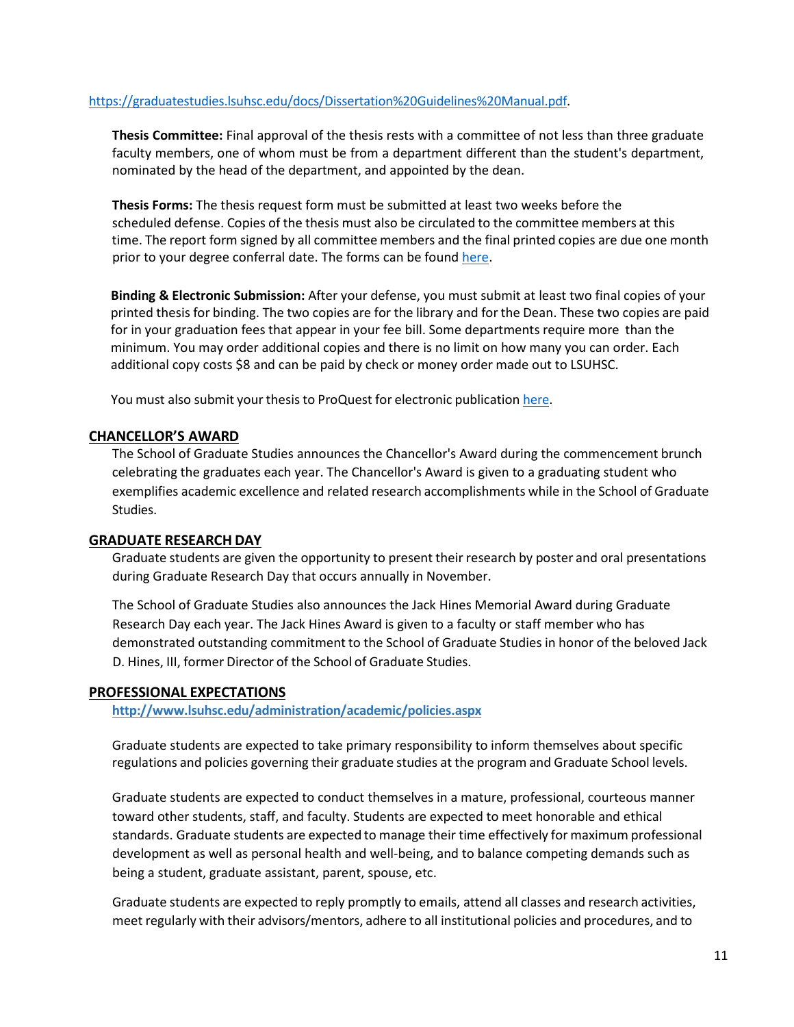https://graduatestudies.lsuhsc.edu/docs/Dissertation%20Guidelines%20Manual.pdf.

**Thesis Committee:** Final approval of the thesis rests with a committee of not less than three graduate faculty members, one of whom must be from a department different than the student's department, nominated by the head of the department, and appointed by the dean.

**Thesis Forms:** The thesis request form must be submitted at least two weeks before the scheduled defense. Copies of the thesis must also be circulated to the committee members at this time. The report form signed by all committee members and the final printed copies are due one month prior to your degree conferral date. The forms can be found here.

**Binding & Electronic Submission:** After your defense, you must submit at least two final copies of your printed thesis for binding. The two copies are for the library and for the Dean. These two copies are paid for in your graduation fees that appear in your fee bill. Some departments require more than the minimum. You may order additional copies and there is no limit on how many you can order. Each additional copy costs $8 and can be paid by check or money order made out to LSUHSC.

You must also submit your thesis to ProQuest for electronic publication here.

## CHANCELLOR'S AWARD

The School of Graduate Studies announces the Chancellor's Award during the commencement brunch celebrating the graduates each year. The Chancellor's Award is given to a graduating student who exemplifies academic excellence and related research accomplishments while in the School of Graduate Studies.

## GRADUATE RESEARCH DAY

Graduate students are given the opportunity to present their research by poster and oral presentations during Graduate Research Day that occurs annually in November.

The School of Graduate Studies also announces the Jack Hines Memorial Award during Graduate Research Day each year. The Jack Hines Award is given to a faculty or staff member who has demonstrated outstanding commitment to the School of Graduate Studies in honor of the beloved Jack D. Hines, III, former Director of the School of Graduate Studies.

## PROFESSIONAL EXPECTATIONS

**http://www.lsuhsc.edu/administration/academic/policies.aspx**

Graduate students are expected to take primary responsibility to inform themselves about specific regulations and policies governing their graduate studies at the program and Graduate School levels.

Graduate students are expected to conduct themselves in a mature, professional, courteous manner toward other students, staff, and faculty. Students are expected to meet honorable and ethical standards. Graduate students are expected to manage their time effectively for maximum professional development as well as personal health and well-being, and to balance competing demands such as being a student, graduate assistant, parent, spouse, etc.

Graduate students are expected to reply promptly to emails, attend all classes and research activities, meet regularly with their advisors/mentors, adhere to all institutional policies and procedures, and to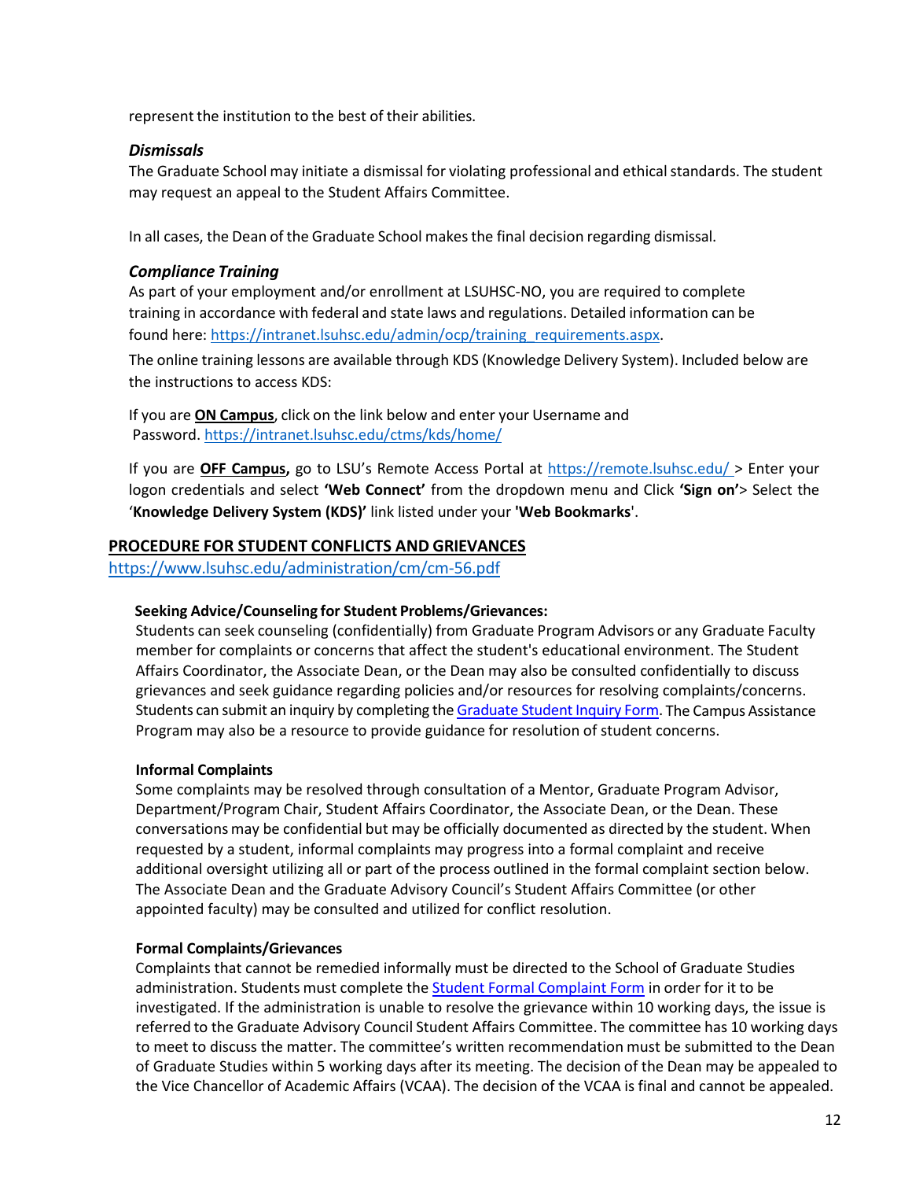represent the institution to the best of their abilities.

### *Dismissals*

The Graduate School may initiate a dismissal for violating professional and ethical standards. The student may request an appeal to the Student Affairs Committee.

In all cases, the Dean of the Graduate School makes the final decision regarding dismissal.

### *Compliance Training*

As part of your employment and/or enrollment at LSUHSC-NO, you are required to complete training in accordance with federal and state laws and regulations. Detailed information can be found here: https://intranet.lsuhsc.edu/admin/ocp/training_requirements.aspx.

The online training lessons are available through KDS (Knowledge Delivery System). Included below are the instructions to access KDS:

If you are **ON Campus**, click on the link below and enter your Username and Password. https://intranet.lsuhsc.edu/ctms/kds/home/

If you are **OFF Campus,** go to LSU's Remote Access Portal at https://remote.lsuhsc.edu/ > Enter your logon credentials and select **'Web Connect'** from the dropdown menu and Click **'Sign on'**> Select the '**Knowledge Delivery System (KDS)'** link listed under your **'Web Bookmarks**'.

## PROCEDURE FOR STUDENT CONFLICTS AND GRIEVANCES

https://www.lsuhsc.edu/administration/cm/cm-56.pdf

**Seeking Advice/Counseling for Student Problems/Grievances:**

Students can seek counseling (confidentially) from Graduate Program Advisors or any Graduate Faculty member for complaints or concerns that affect the student's educational environment. The Student Affairs Coordinator, the Associate Dean, or the Dean may also be consulted confidentially to discuss grievances and seek guidance regarding policies and/or resources for resolving complaints/concerns. Students can submit an inquiry by completing the Graduate Student Inquiry Form. The Campus Assistance Program may also be a resource to provide guidance for resolution of student concerns.

**Informal Complaints**

Some complaints may be resolved through consultation of a Mentor, Graduate Program Advisor, Department/Program Chair, Student Affairs Coordinator, the Associate Dean, or the Dean. These conversations may be confidential but may be officially documented as directed by the student. When requested by a student, informal complaints may progress into a formal complaint and receive additional oversight utilizing all or part of the process outlined in the formal complaint section below. The Associate Dean and the Graduate Advisory Council's Student Affairs Committee (or other appointed faculty) may be consulted and utilized for conflict resolution.

**Formal Complaints/Grievances**

Complaints that cannot be remedied informally must be directed to the School of Graduate Studies administration. Students must complete the Student Formal Complaint Form in order for it to be investigated. If the administration is unable to resolve the grievance within 10 working days, the issue is referred to the Graduate Advisory Council Student Affairs Committee. The committee has 10 working days to meet to discuss the matter. The committee's written recommendation must be submitted to the Dean of Graduate Studies within 5 working days after its meeting. The decision of the Dean may be appealed to the Vice Chancellor of Academic Affairs (VCAA). The decision of the VCAA is final and cannot be appealed.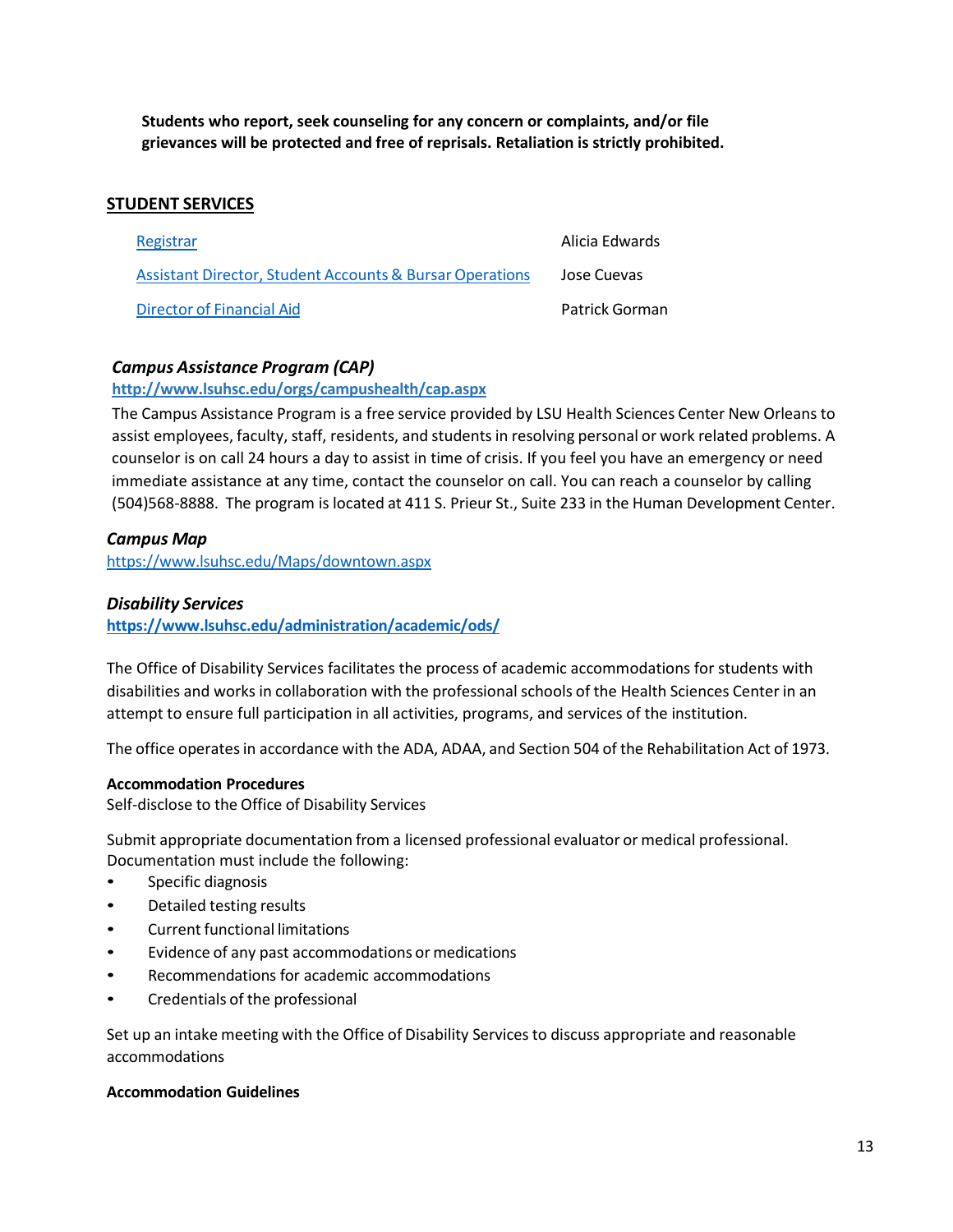**Students who report, seek counseling for any concern or complaints, and/or file grievances will be protected and free of reprisals. Retaliation is strictly prohibited.**

## STUDENT SERVICES

| | |
|---|---|
| Registrar | Alicia Edwards |
| Assistant Director, Student Accounts & Bursar Operations | Jose Cuevas |
| Director of Financial Aid | Patrick Gorman |

### *Campus Assistance Program (CAP)*

**http://www.lsuhsc.edu/orgs/campushealth/cap.aspx**

The Campus Assistance Program is a free service provided by LSU Health Sciences Center New Orleans to assist employees, faculty, staff, residents, and students in resolving personal or work related problems. A counselor is on call 24 hours a day to assist in time of crisis. If you feel you have an emergency or need immediate assistance at any time, contact the counselor on call. You can reach a counselor by calling (504)568-8888. The program is located at 411 S. Prieur St., Suite 233 in the Human Development Center.

### *Campus Map*

https://www.lsuhsc.edu/Maps/downtown.aspx

### *Disability Services*

**https://www.lsuhsc.edu/administration/academic/ods/**

The Office of Disability Services facilitates the process of academic accommodations for students with disabilities and works in collaboration with the professional schools of the Health Sciences Center in an attempt to ensure full participation in all activities, programs, and services of the institution.

The office operates in accordance with the ADA, ADAA, and Section 504 of the Rehabilitation Act of 1973.

**Accommodation Procedures**

Self-disclose to the Office of Disability Services

Submit appropriate documentation from a licensed professional evaluator or medical professional. Documentation must include the following:

- Specific diagnosis
- Detailed testing results
- Current functional limitations
- Evidence of any past accommodations or medications
- Recommendations for academic accommodations
- Credentials of the professional

Set up an intake meeting with the Office of Disability Services to discuss appropriate and reasonable accommodations

**Accommodation Guidelines**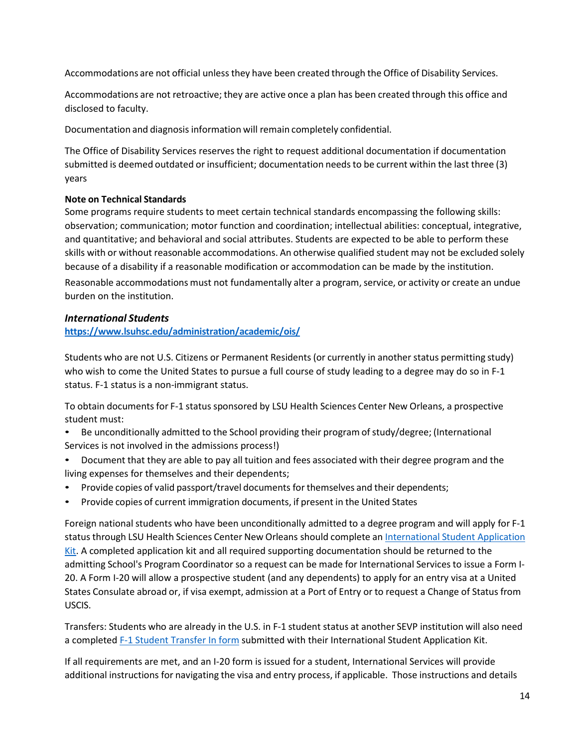Accommodations are not official unless they have been created through the Office of Disability Services.

Accommodations are not retroactive; they are active once a plan has been created through this office and disclosed to faculty.

Documentation and diagnosis information will remain completely confidential.

The Office of Disability Services reserves the right to request additional documentation if documentation submitted is deemed outdated or insufficient; documentation needs to be current within the last three (3) years

**Note on Technical Standards**
Some programs require students to meet certain technical standards encompassing the following skills: observation; communication; motor function and coordination; intellectual abilities: conceptual, integrative, and quantitative; and behavioral and social attributes. Students are expected to be able to perform these skills with or without reasonable accommodations. An otherwise qualified student may not be excluded solely because of a disability if a reasonable modification or accommodation can be made by the institution. Reasonable accommodations must not fundamentally alter a program, service, or activity or create an undue burden on the institution.

### *International Students*

**https://www.lsuhsc.edu/administration/academic/ois/**

Students who are not U.S. Citizens or Permanent Residents (or currently in another status permitting study) who wish to come the United States to pursue a full course of study leading to a degree may do so in F-1 status. F-1 status is a non-immigrant status.

To obtain documents for F-1 status sponsored by LSU Health Sciences Center New Orleans, a prospective student must:

- Be unconditionally admitted to the School providing their program of study/degree; (International Services is not involved in the admissions process!)
- Document that they are able to pay all tuition and fees associated with their degree program and the living expenses for themselves and their dependents;
- Provide copies of valid passport/travel documents for themselves and their dependents;
- Provide copies of current immigration documents, if present in the United States

Foreign national students who have been unconditionally admitted to a degree program and will apply for F-1 status through LSU Health Sciences Center New Orleans should complete an International Student Application Kit. A completed application kit and all required supporting documentation should be returned to the admitting School's Program Coordinator so a request can be made for International Services to issue a Form I-20. A Form I-20 will allow a prospective student (and any dependents) to apply for an entry visa at a United States Consulate abroad or, if visa exempt, admission at a Port of Entry or to request a Change of Status from USCIS.

Transfers: Students who are already in the U.S. in F-1 student status at another SEVP institution will also need a completed F-1 Student Transfer In form submitted with their International Student Application Kit.

If all requirements are met, and an I-20 form is issued for a student, International Services will provide additional instructions for navigating the visa and entry process, if applicable. Those instructions and details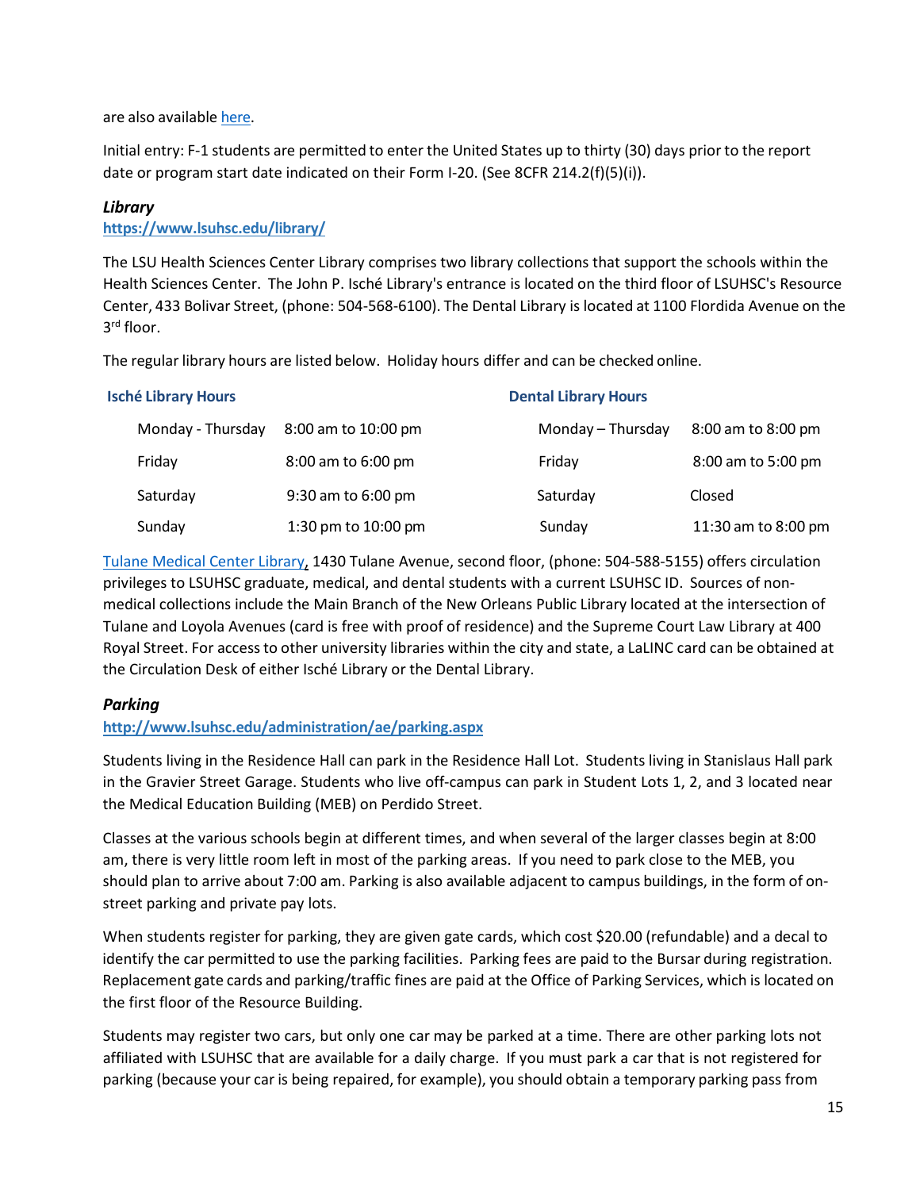are also available here.

Initial entry: F-1 students are permitted to enter the United States up to thirty (30) days prior to the report date or program start date indicated on their Form I-20. (See 8CFR 214.2(f)(5)(i)).

### *Library*

**https://www.lsuhsc.edu/library/**

The LSU Health Sciences Center Library comprises two library collections that support the schools within the Health Sciences Center. The John P. Isché Library's entrance is located on the third floor of LSUHSC's Resource Center, 433 Bolivar Street, (phone: 504-568-6100). The Dental Library is located at 1100 Flordida Avenue on the 3rd floor.

The regular library hours are listed below. Holiday hours differ and can be checked online.

**Isché Library Hours**

| | |
|---|---|
| Monday - Thursday | 8:00 am to 10:00 pm |
| Friday | 8:00 am to 6:00 pm |
| Saturday | 9:30 am to 6:00 pm |
| Sunday | 1:30 pm to 10:00 pm |

**Dental Library Hours**

| | |
|---|---|
| Monday – Thursday | 8:00 am to 8:00 pm |
| Friday | 8:00 am to 5:00 pm |
| Saturday | Closed |
| Sunday | 11:30 am to 8:00 pm |

Tulane Medical Center Library, 1430 Tulane Avenue, second floor, (phone: 504-588-5155) offers circulation privileges to LSUHSC graduate, medical, and dental students with a current LSUHSC ID. Sources of non-medical collections include the Main Branch of the New Orleans Public Library located at the intersection of Tulane and Loyola Avenues (card is free with proof of residence) and the Supreme Court Law Library at 400 Royal Street. For access to other university libraries within the city and state, a LaLINC card can be obtained at the Circulation Desk of either Isché Library or the Dental Library.

### *Parking*

**http://www.lsuhsc.edu/administration/ae/parking.aspx**

Students living in the Residence Hall can park in the Residence Hall Lot. Students living in Stanislaus Hall park in the Gravier Street Garage. Students who live off-campus can park in Student Lots 1, 2, and 3 located near the Medical Education Building (MEB) on Perdido Street.

Classes at the various schools begin at different times, and when several of the larger classes begin at 8:00 am, there is very little room left in most of the parking areas. If you need to park close to the MEB, you should plan to arrive about 7:00 am. Parking is also available adjacent to campus buildings, in the form of on-street parking and private pay lots.

When students register for parking, they are given gate cards, which cost $20.00 (refundable) and a decal to identify the car permitted to use the parking facilities. Parking fees are paid to the Bursar during registration. Replacement gate cards and parking/traffic fines are paid at the Office of Parking Services, which is located on the first floor of the Resource Building.

Students may register two cars, but only one car may be parked at a time. There are other parking lots not affiliated with LSUHSC that are available for a daily charge. If you must park a car that is not registered for parking (because your car is being repaired, for example), you should obtain a temporary parking pass from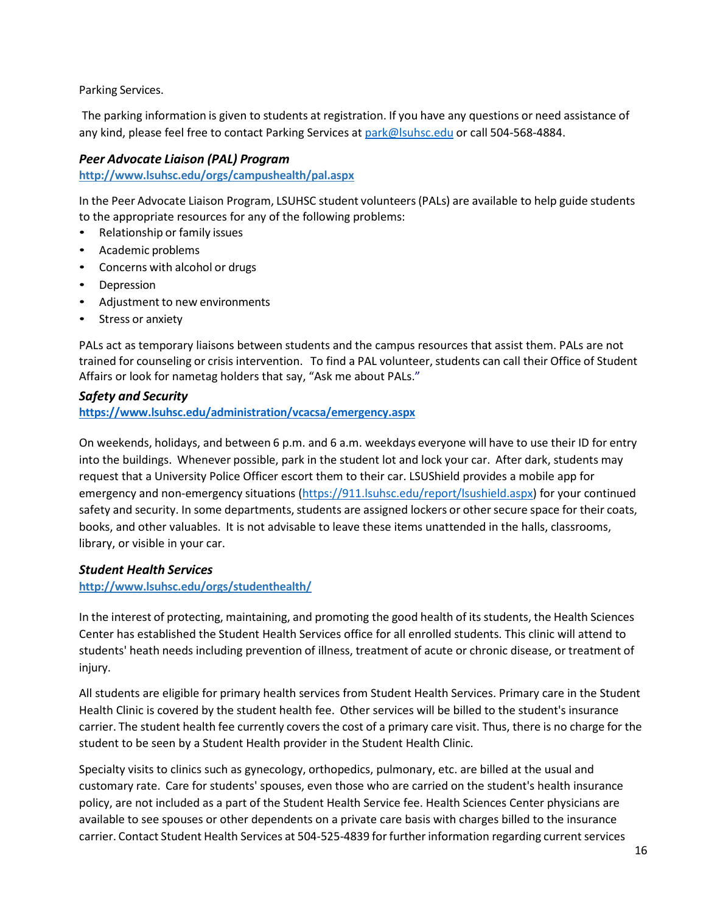Parking Services.

The parking information is given to students at registration. If you have any questions or need assistance of any kind, please feel free to contact Parking Services at park@lsuhsc.edu or call 504-568-4884.

### *Peer Advocate Liaison (PAL) Program*

**http://www.lsuhsc.edu/orgs/campushealth/pal.aspx**

In the Peer Advocate Liaison Program, LSUHSC student volunteers (PALs) are available to help guide students to the appropriate resources for any of the following problems:

- Relationship or family issues
- Academic problems
- Concerns with alcohol or drugs
- Depression
- Adjustment to new environments
- Stress or anxiety

PALs act as temporary liaisons between students and the campus resources that assist them. PALs are not trained for counseling or crisis intervention. To find a PAL volunteer, students can call their Office of Student Affairs or look for nametag holders that say, "Ask me about PALs."

### *Safety and Security*

**https://www.lsuhsc.edu/administration/vcacsa/emergency.aspx**

On weekends, holidays, and between 6 p.m. and 6 a.m. weekdays everyone will have to use their ID for entry into the buildings. Whenever possible, park in the student lot and lock your car. After dark, students may request that a University Police Officer escort them to their car. LSUShield provides a mobile app for emergency and non-emergency situations (https://911.lsuhsc.edu/report/lsushield.aspx) for your continued safety and security. In some departments, students are assigned lockers or other secure space for their coats, books, and other valuables. It is not advisable to leave these items unattended in the halls, classrooms, library, or visible in your car.

### *Student Health Services*

**http://www.lsuhsc.edu/orgs/studenthealth/**

In the interest of protecting, maintaining, and promoting the good health of its students, the Health Sciences Center has established the Student Health Services office for all enrolled students. This clinic will attend to students' heath needs including prevention of illness, treatment of acute or chronic disease, or treatment of injury.

All students are eligible for primary health services from Student Health Services. Primary care in the Student Health Clinic is covered by the student health fee. Other services will be billed to the student's insurance carrier. The student health fee currently covers the cost of a primary care visit. Thus, there is no charge for the student to be seen by a Student Health provider in the Student Health Clinic.

Specialty visits to clinics such as gynecology, orthopedics, pulmonary, etc. are billed at the usual and customary rate. Care for students' spouses, even those who are carried on the student's health insurance policy, are not included as a part of the Student Health Service fee. Health Sciences Center physicians are available to see spouses or other dependents on a private care basis with charges billed to the insurance carrier. Contact Student Health Services at 504-525-4839 for further information regarding current services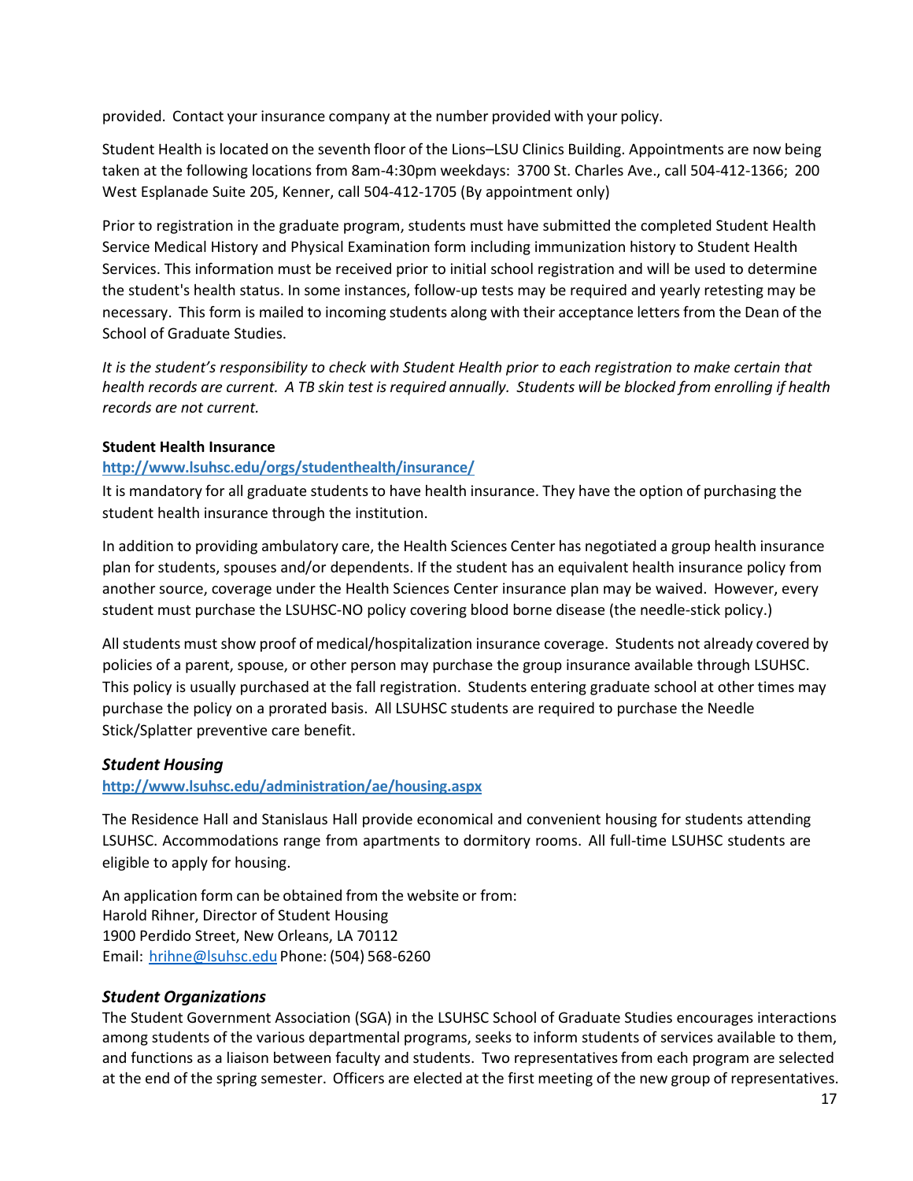provided. Contact your insurance company at the number provided with your policy.

Student Health is located on the seventh floor of the Lions–LSU Clinics Building. Appointments are now being taken at the following locations from 8am-4:30pm weekdays: 3700 St. Charles Ave., call 504-412-1366; 200 West Esplanade Suite 205, Kenner, call 504-412-1705 (By appointment only)

Prior to registration in the graduate program, students must have submitted the completed Student Health Service Medical History and Physical Examination form including immunization history to Student Health Services. This information must be received prior to initial school registration and will be used to determine the student's health status. In some instances, follow-up tests may be required and yearly retesting may be necessary. This form is mailed to incoming students along with their acceptance letters from the Dean of the School of Graduate Studies.

*It is the student's responsibility to check with Student Health prior to each registration to make certain that health records are current. A TB skin test is required annually. Students will be blocked from enrolling if health records are not current.*

**Student Health Insurance**
**http://www.lsuhsc.edu/orgs/studenthealth/insurance/**
It is mandatory for all graduate students to have health insurance. They have the option of purchasing the student health insurance through the institution.

In addition to providing ambulatory care, the Health Sciences Center has negotiated a group health insurance plan for students, spouses and/or dependents. If the student has an equivalent health insurance policy from another source, coverage under the Health Sciences Center insurance plan may be waived. However, every student must purchase the LSUHSC-NO policy covering blood borne disease (the needle-stick policy.)

All students must show proof of medical/hospitalization insurance coverage. Students not already covered by policies of a parent, spouse, or other person may purchase the group insurance available through LSUHSC. This policy is usually purchased at the fall registration. Students entering graduate school at other times may purchase the policy on a prorated basis. All LSUHSC students are required to purchase the Needle Stick/Splatter preventive care benefit.

### *Student Housing*

**http://www.lsuhsc.edu/administration/ae/housing.aspx**

The Residence Hall and Stanislaus Hall provide economical and convenient housing for students attending LSUHSC. Accommodations range from apartments to dormitory rooms. All full-time LSUHSC students are eligible to apply for housing.

An application form can be obtained from the website or from:
Harold Rihner, Director of Student Housing
1900 Perdido Street, New Orleans, LA 70112
Email: hrihne@lsuhsc.edu Phone: (504) 568-6260

### *Student Organizations*

The Student Government Association (SGA) in the LSUHSC School of Graduate Studies encourages interactions among students of the various departmental programs, seeks to inform students of services available to them, and functions as a liaison between faculty and students. Two representatives from each program are selected at the end of the spring semester. Officers are elected at the first meeting of the new group of representatives.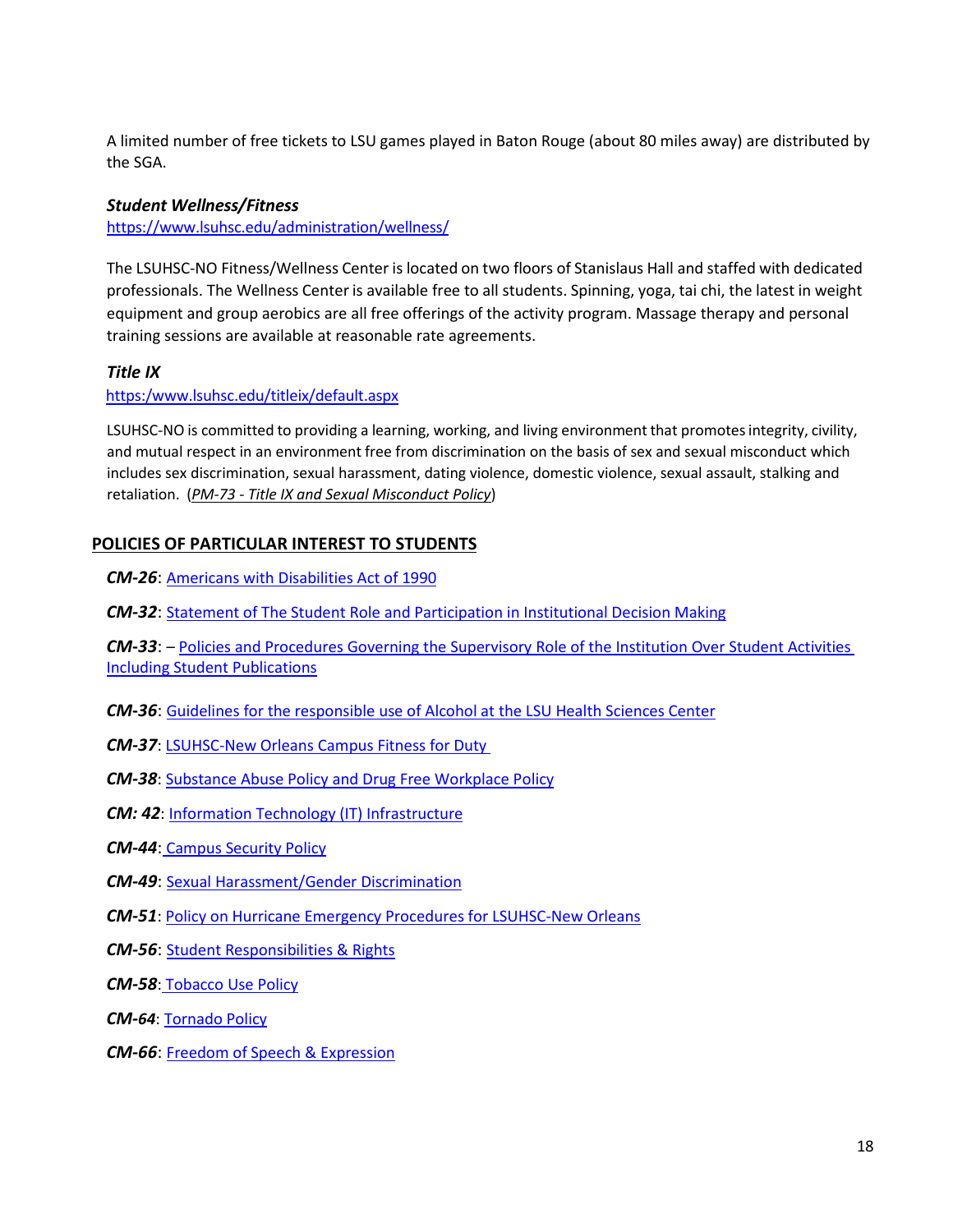A limited number of free tickets to LSU games played in Baton Rouge (about 80 miles away) are distributed by the SGA.

### *Student Wellness/Fitness*

https://www.lsuhsc.edu/administration/wellness/

The LSUHSC-NO Fitness/Wellness Center is located on two floors of Stanislaus Hall and staffed with dedicated professionals. The Wellness Center is available free to all students. Spinning, yoga, tai chi, the latest in weight equipment and group aerobics are all free offerings of the activity program. Massage therapy and personal training sessions are available at reasonable rate agreements.

### *Title IX*

https:/www.lsuhsc.edu/titleix/default.aspx

LSUHSC-NO is committed to providing a learning, working, and living environment that promotes integrity, civility, and mutual respect in an environment free from discrimination on the basis of sex and sexual misconduct which includes sex discrimination, sexual harassment, dating violence, domestic violence, sexual assault, stalking and retaliation. (*PM-73 - Title IX and Sexual Misconduct Policy*)

## POLICIES OF PARTICULAR INTEREST TO STUDENTS

***CM-26***: Americans with Disabilities Act of 1990

***CM-32***: Statement of The Student Role and Participation in Institutional Decision Making

***CM-33***: – Policies and Procedures Governing the Supervisory Role of the Institution Over Student Activities Including Student Publications

***CM-36***: Guidelines for the responsible use of Alcohol at the LSU Health Sciences Center

***CM-37***: LSUHSC-New Orleans Campus Fitness for Duty

***CM-38***: Substance Abuse Policy and Drug Free Workplace Policy

***CM: 42***: Information Technology (IT) Infrastructure

***CM-44***: Campus Security Policy

***CM-49***: Sexual Harassment/Gender Discrimination

***CM-51***: Policy on Hurricane Emergency Procedures for LSUHSC-New Orleans

***CM-56***: Student Responsibilities & Rights

***CM-58***: Tobacco Use Policy

***CM-64***: Tornado Policy

***CM-66***: Freedom of Speech & Expression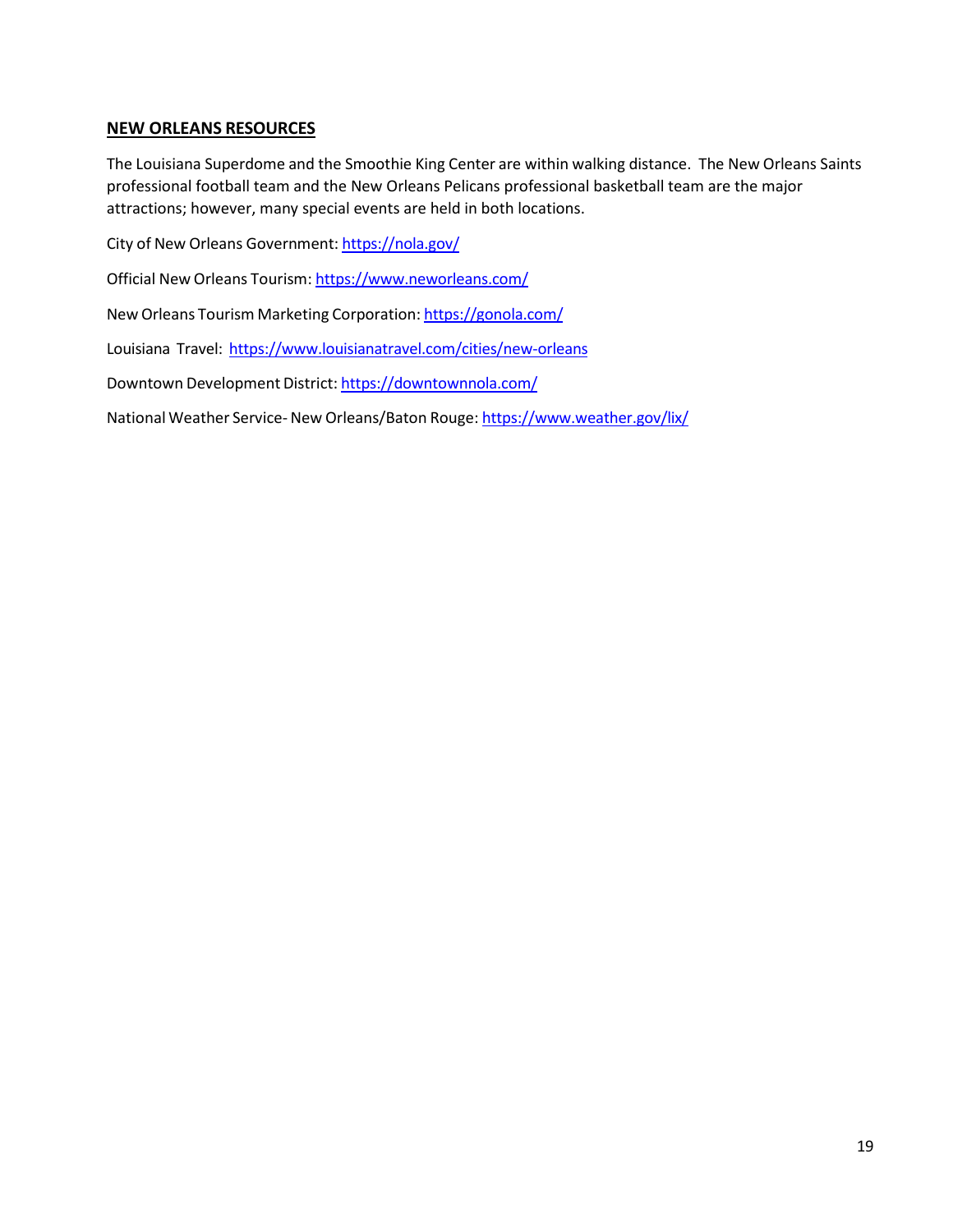## NEW ORLEANS RESOURCES

The Louisiana Superdome and the Smoothie King Center are within walking distance. The New Orleans Saints professional football team and the New Orleans Pelicans professional basketball team are the major attractions; however, many special events are held in both locations.

City of New Orleans Government: https://nola.gov/

Official New Orleans Tourism: https://www.neworleans.com/

New Orleans Tourism Marketing Corporation: https://gonola.com/

Louisiana Travel: https://www.louisianatravel.com/cities/new-orleans

Downtown Development District: https://downtownnola.com/

National Weather Service- New Orleans/Baton Rouge: https://www.weather.gov/lix/